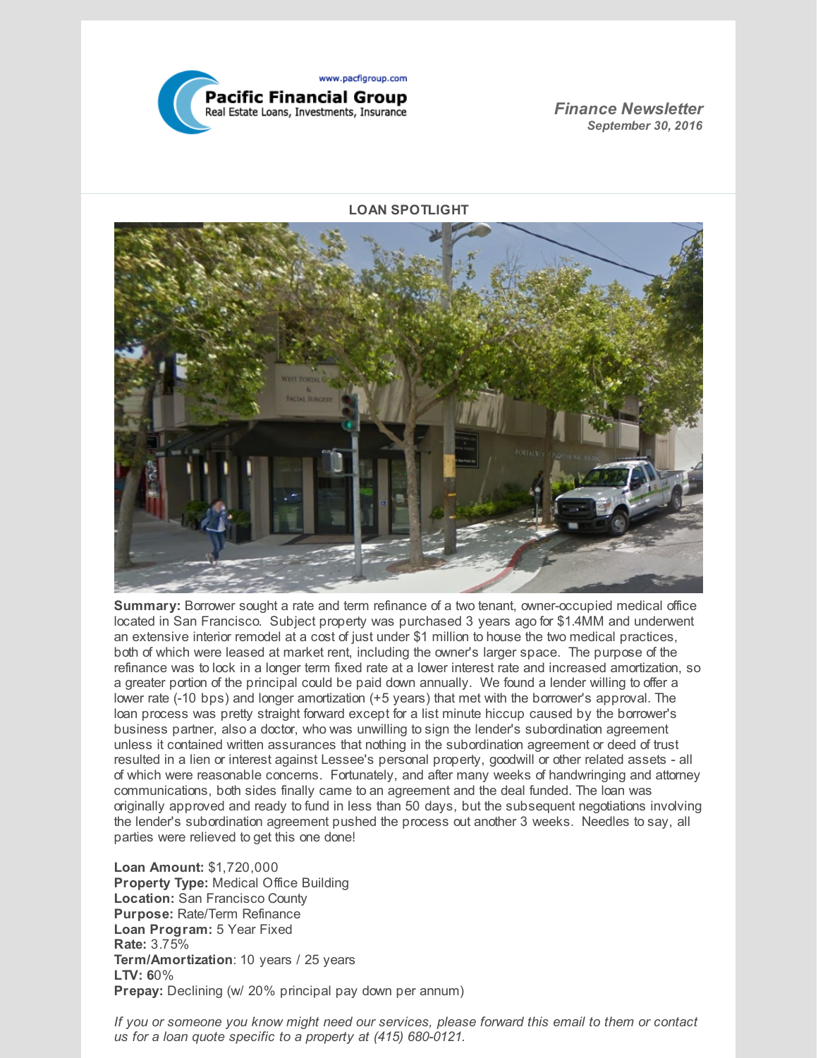www.pacfigroup.com

**Pacific Financial Group**
Real Estate Loans, Investments, Insurance

***Finance Newsletter***
***September 30, 2016***

**LOAN SPOTLIGHT**

**Summary:** Borrower sought a rate and term refinance of a two tenant, owner-occupied medical office located in San Francisco. Subject property was purchased 3 years ago for $1.4MM and underwent an extensive interior remodel at a cost of just under $1 million to house the two medical practices, both of which were leased at market rent, including the owner's larger space. The purpose of the refinance was to lock in a longer term fixed rate at a lower interest rate and increased amortization, so a greater portion of the principal could be paid down annually. We found a lender willing to offer a lower rate (-10 bps) and longer amortization (+5 years) that met with the borrower's approval. The loan process was pretty straight forward except for a list minute hiccup caused by the borrower's business partner, also a doctor, who was unwilling to sign the lender's subordination agreement unless it contained written assurances that nothing in the subordination agreement or deed of trust resulted in a lien or interest against Lessee's personal property, goodwill or other related assets - all of which were reasonable concerns. Fortunately, and after many weeks of handwringing and attorney communications, both sides finally came to an agreement and the deal funded. The loan was originally approved and ready to fund in less than 50 days, but the subsequent negotiations involving the lender's subordination agreement pushed the process out another 3 weeks. Needles to say, all parties were relieved to get this one done!

**Loan Amount:** $1,720,000
**Property Type:** Medical Office Building
**Location:** San Francisco County
**Purpose:** Rate/Term Refinance
**Loan Program:** 5 Year Fixed
**Rate:** 3.75%
**Term/Amortization**: 10 years / 25 years
**LTV: 6**0%
**Prepay:** Declining (w/ 20% principal pay down per annum)

*If you or someone you know might need our services, please forward this email to them or contact us for a loan quote specific to a property at (415) 680-0121.*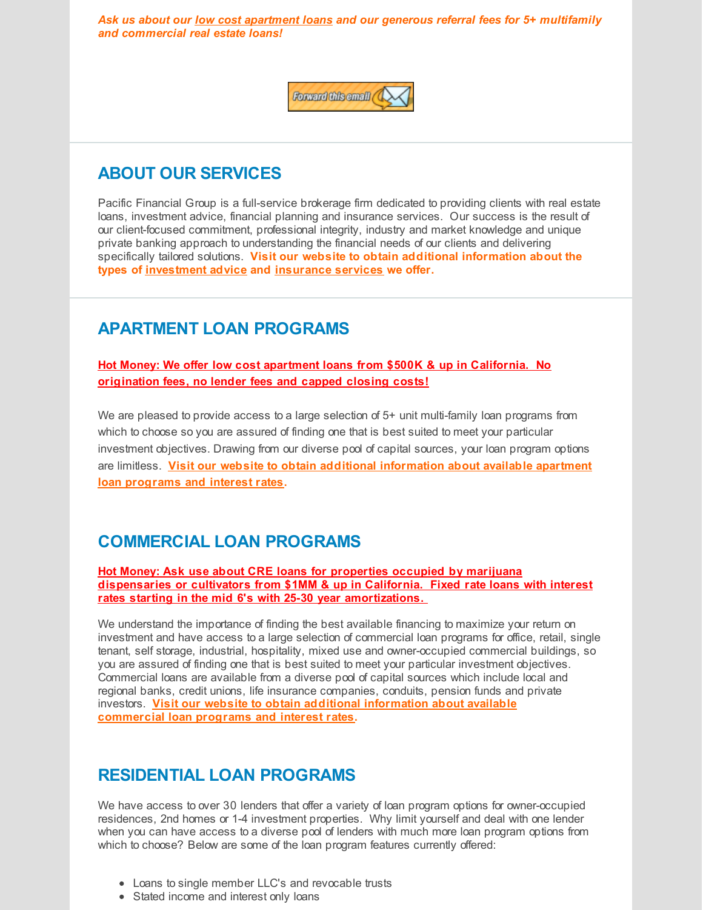***Ask us about our low cost apartment loans and our generous referral fees for 5+ multifamily and commercial real estate loans!***

## ABOUT OUR SERVICES

Pacific Financial Group is a full-service brokerage firm dedicated to providing clients with real estate loans, investment advice, financial planning and insurance services. Our success is the result of our client-focused commitment, professional integrity, industry and market knowledge and unique private banking approach to understanding the financial needs of our clients and delivering specifically tailored solutions. **Visit our website to obtain additional information about the types of investment advice and insurance services we offer.**

## APARTMENT LOAN PROGRAMS

**Hot Money: We offer low cost apartment loans from $500K & up in California. No origination fees, no lender fees and capped closing costs!**

We are pleased to provide access to a large selection of 5+ unit multi-family loan programs from which to choose so you are assured of finding one that is best suited to meet your particular investment objectives. Drawing from our diverse pool of capital sources, your loan program options are limitless. **Visit our website to obtain additional information about available apartment loan programs and interest rates.**

## COMMERCIAL LOAN PROGRAMS

**Hot Money: Ask use about CRE loans for properties occupied by marijuana dispensaries or cultivators from $1MM & up in California. Fixed rate loans with interest rates starting in the mid 6's with 25-30 year amortizations.**

We understand the importance of finding the best available financing to maximize your return on investment and have access to a large selection of commercial loan programs for office, retail, single tenant, self storage, industrial, hospitality, mixed use and owner-occupied commercial buildings, so you are assured of finding one that is best suited to meet your particular investment objectives. Commercial loans are available from a diverse pool of capital sources which include local and regional banks, credit unions, life insurance companies, conduits, pension funds and private investors. **Visit our website to obtain additional information about available commercial loan programs and interest rates.**

## RESIDENTIAL LOAN PROGRAMS

We have access to over 30 lenders that offer a variety of loan program options for owner-occupied residences, 2nd homes or 1-4 investment properties. Why limit yourself and deal with one lender when you can have access to a diverse pool of lenders with much more loan program options from which to choose? Below are some of the loan program features currently offered:

- Loans to single member LLC's and revocable trusts
- Stated income and interest only loans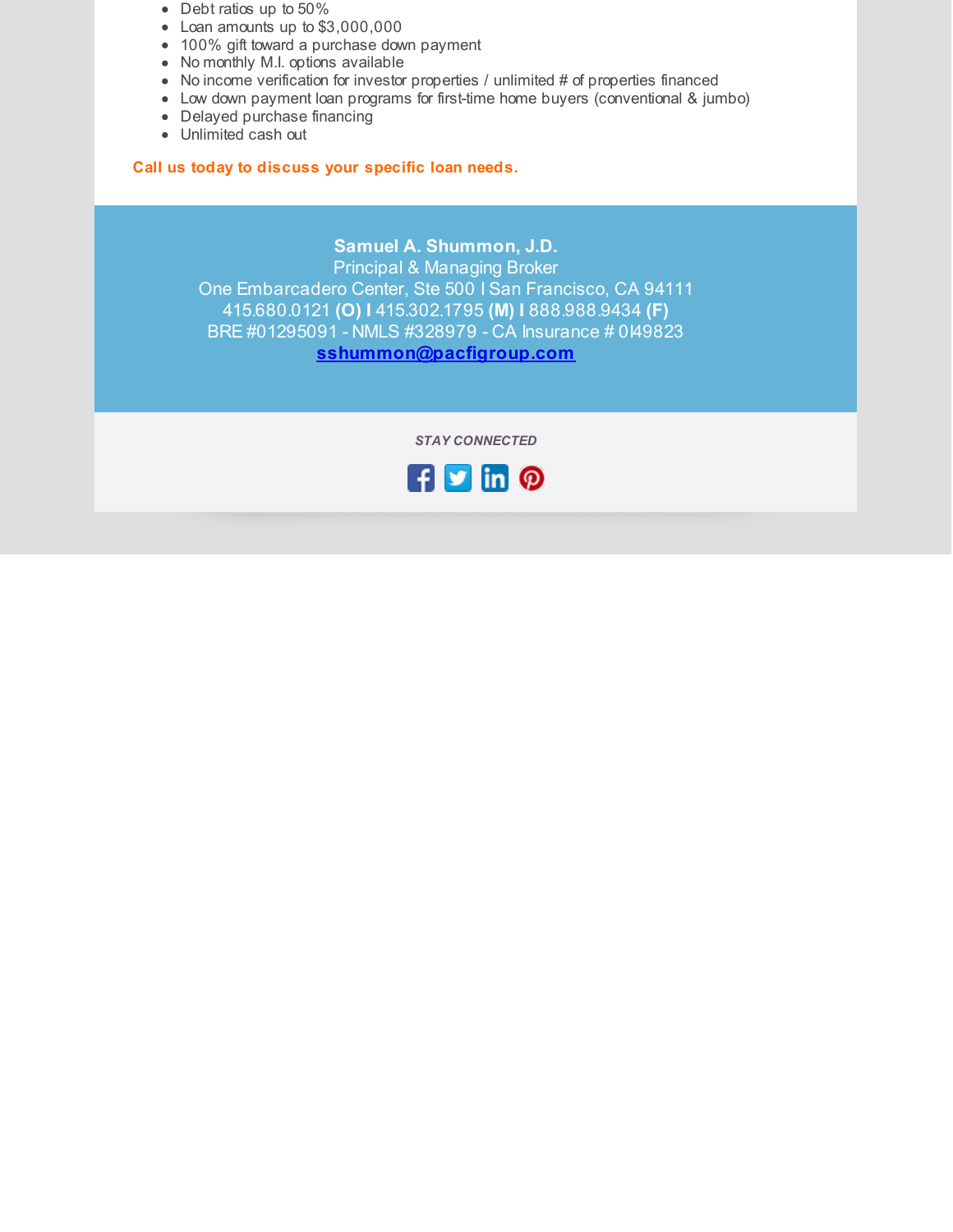- Debt ratios up to 50%
- Loan amounts up to $3,000,000
- 100% gift toward a purchase down payment
- No monthly M.I. options available
- No income verification for investor properties / unlimited # of properties financed
- Low down payment loan programs for first-time home buyers (conventional & jumbo)
- Delayed purchase financing
- Unlimited cash out

**Call us today to discuss your specific loan needs.**

**Samuel A. Shummon, J.D.**
Principal & Managing Broker
One Embarcadero Center, Ste 500 I San Francisco, CA 94111
415.680.0121 **(O) I** 415.302.1795 **(M) I** 888.988.9434 **(F)**
BRE #01295091 - NMLS #328979 - CA Insurance # 0I49823
**sshummon@pacfigroup.com**

***STAY CONNECTED***